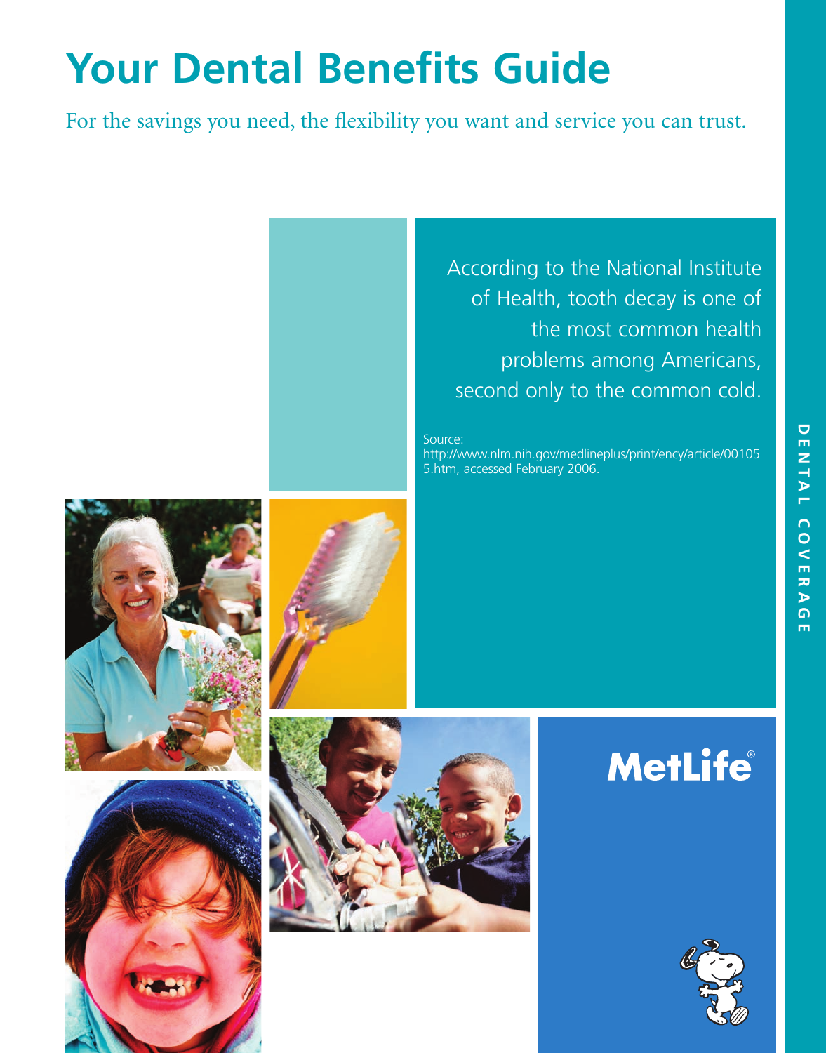# Your Dental Benefits Guide

For the savings you need, the flexibility you want and service you can trust.

According to the National Institute of Health, tooth decay is one of the most common health problems among Americans, second only to the common cold.

Source: http://www.nlm.nih.gov/medlineplus/print/ency/article/001055.htm, accessed February 2006.

MetLife®

DENTAL COVERAGE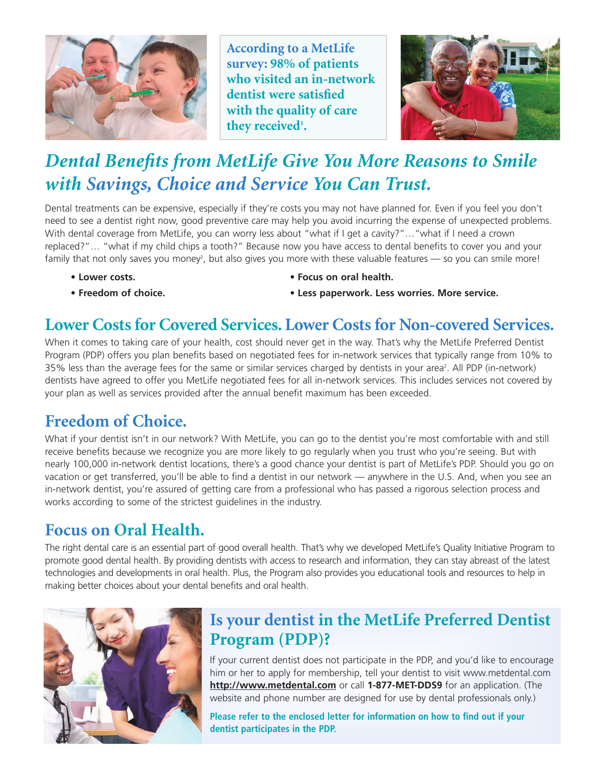**According to a MetLife survey: 98% of patients who visited an in-network dentist were satisfied with the quality of care they received[1].**

# *Dental Benefits from MetLife Give You More Reasons to Smile with Savings, Choice and Service You Can Trust.*

Dental treatments can be expensive, especially if they're costs you may not have planned for. Even if you feel you don't need to see a dentist right now, good preventive care may help you avoid incurring the expense of unexpected problems. With dental coverage from MetLife, you can worry less about "what if I get a cavity?"…"what if I need a crown replaced?"… "what if my child chips a tooth?" Because now you have access to dental benefits to cover you and your family that not only saves you money[2], but also gives you more with these valuable features — so you can smile more!

- **Lower costs.**
- **Freedom of choice.**
- **Focus on oral health.**
- **Less paperwork. Less worries. More service.**

## Lower Costs for Covered Services. Lower Costs for Non-covered Services.

When it comes to taking care of your health, cost should never get in the way. That's why the MetLife Preferred Dentist Program (PDP) offers you plan benefits based on negotiated fees for in-network services that typically range from 10% to 35% less than the average fees for the same or similar services charged by dentists in your area[2]. All PDP (in-network) dentists have agreed to offer you MetLife negotiated fees for all in-network services. This includes services not covered by your plan as well as services provided after the annual benefit maximum has been exceeded.

## Freedom of Choice.

What if your dentist isn't in our network? With MetLife, you can go to the dentist you're most comfortable with and still receive benefits because we recognize you are more likely to go regularly when you trust who you're seeing. But with nearly 100,000 in-network dentist locations, there's a good chance your dentist is part of MetLife's PDP. Should you go on vacation or get transferred, you'll be able to find a dentist in our network — anywhere in the U.S. And, when you see an in-network dentist, you're assured of getting care from a professional who has passed a rigorous selection process and works according to some of the strictest guidelines in the industry.

## Focus on Oral Health.

The right dental care is an essential part of good overall health. That's why we developed MetLife's Quality Initiative Program to promote good dental health. By providing dentists with access to research and information, they can stay abreast of the latest technologies and developments in oral health. Plus, the Program also provides you educational tools and resources to help in making better choices about your dental benefits and oral health.

## Is your dentist in the MetLife Preferred Dentist Program (PDP)?

If your current dentist does not participate in the PDP, and you'd like to encourage him or her to apply for membership, tell your dentist to visit www.metdental.com **http://www.metdental.com** or call **1-877-MET-DDS9** for an application. (The website and phone number are designed for use by dental professionals only.)

**Please refer to the enclosed letter for information on how to find out if your dentist participates in the PDP.**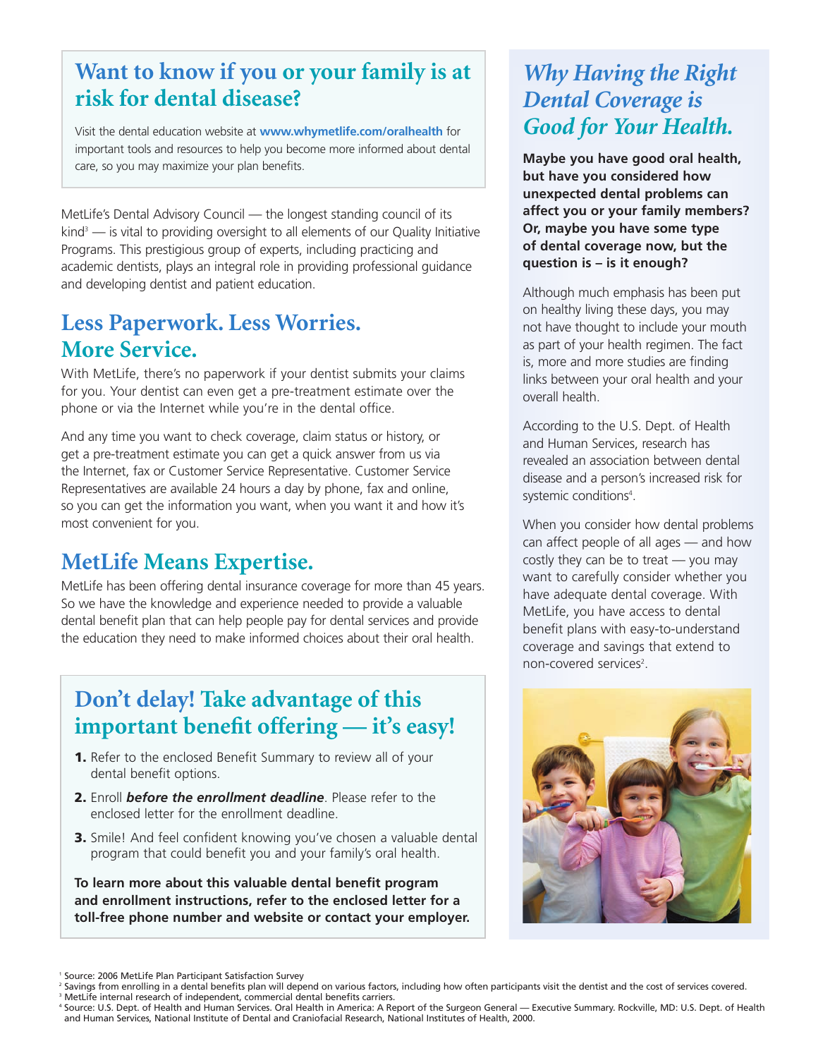## Want to know if you or your family is at risk for dental disease?

Visit the dental education website at **www.whymetlife.com/oralhealth** for important tools and resources to help you become more informed about dental care, so you may maximize your plan benefits.

MetLife's Dental Advisory Council — the longest standing council of its kind[3] — is vital to providing oversight to all elements of our Quality Initiative Programs. This prestigious group of experts, including practicing and academic dentists, plays an integral role in providing professional guidance and developing dentist and patient education.

## Less Paperwork. Less Worries. More Service.

With MetLife, there's no paperwork if your dentist submits your claims for you. Your dentist can even get a pre-treatment estimate over the phone or via the Internet while you're in the dental office.

And any time you want to check coverage, claim status or history, or get a pre-treatment estimate you can get a quick answer from us via the Internet, fax or Customer Service Representative. Customer Service Representatives are available 24 hours a day by phone, fax and online, so you can get the information you want, when you want it and how it's most convenient for you.

## MetLife Means Expertise.

MetLife has been offering dental insurance coverage for more than 45 years. So we have the knowledge and experience needed to provide a valuable dental benefit plan that can help people pay for dental services and provide the education they need to make informed choices about their oral health.

## Don't delay! Take advantage of this important benefit offering — it's easy!

1. Refer to the enclosed Benefit Summary to review all of your dental benefit options.
2. Enroll ***before the enrollment deadline***. Please refer to the enclosed letter for the enrollment deadline.
3. Smile! And feel confident knowing you've chosen a valuable dental program that could benefit you and your family's oral health.

**To learn more about this valuable dental benefit program and enrollment instructions, refer to the enclosed letter for a toll-free phone number and website or contact your employer.**

## *Why Having the Right Dental Coverage is Good for Your Health.*

**Maybe you have good oral health, but have you considered how unexpected dental problems can affect you or your family members? Or, maybe you have some type of dental coverage now, but the question is – is it enough?**

Although much emphasis has been put on healthy living these days, you may not have thought to include your mouth as part of your health regimen. The fact is, more and more studies are finding links between your oral health and your overall health.

According to the U.S. Dept. of Health and Human Services, research has revealed an association between dental disease and a person's increased risk for systemic conditions[4].

When you consider how dental problems can affect people of all ages — and how costly they can be to treat — you may want to carefully consider whether you have adequate dental coverage. With MetLife, you have access to dental benefit plans with easy-to-understand coverage and savings that extend to non-covered services[2].

---

[1] Source: 2006 MetLife Plan Participant Satisfaction Survey
[2] Savings from enrolling in a dental benefits plan will depend on various factors, including how often participants visit the dentist and the cost of services covered.
[3] MetLife internal research of independent, commercial dental benefits carriers.
[4] Source: U.S. Dept. of Health and Human Services. Oral Health in America: A Report of the Surgeon General — Executive Summary. Rockville, MD: U.S. Dept. of Health and Human Services, National Institute of Dental and Craniofacial Research, National Institutes of Health, 2000.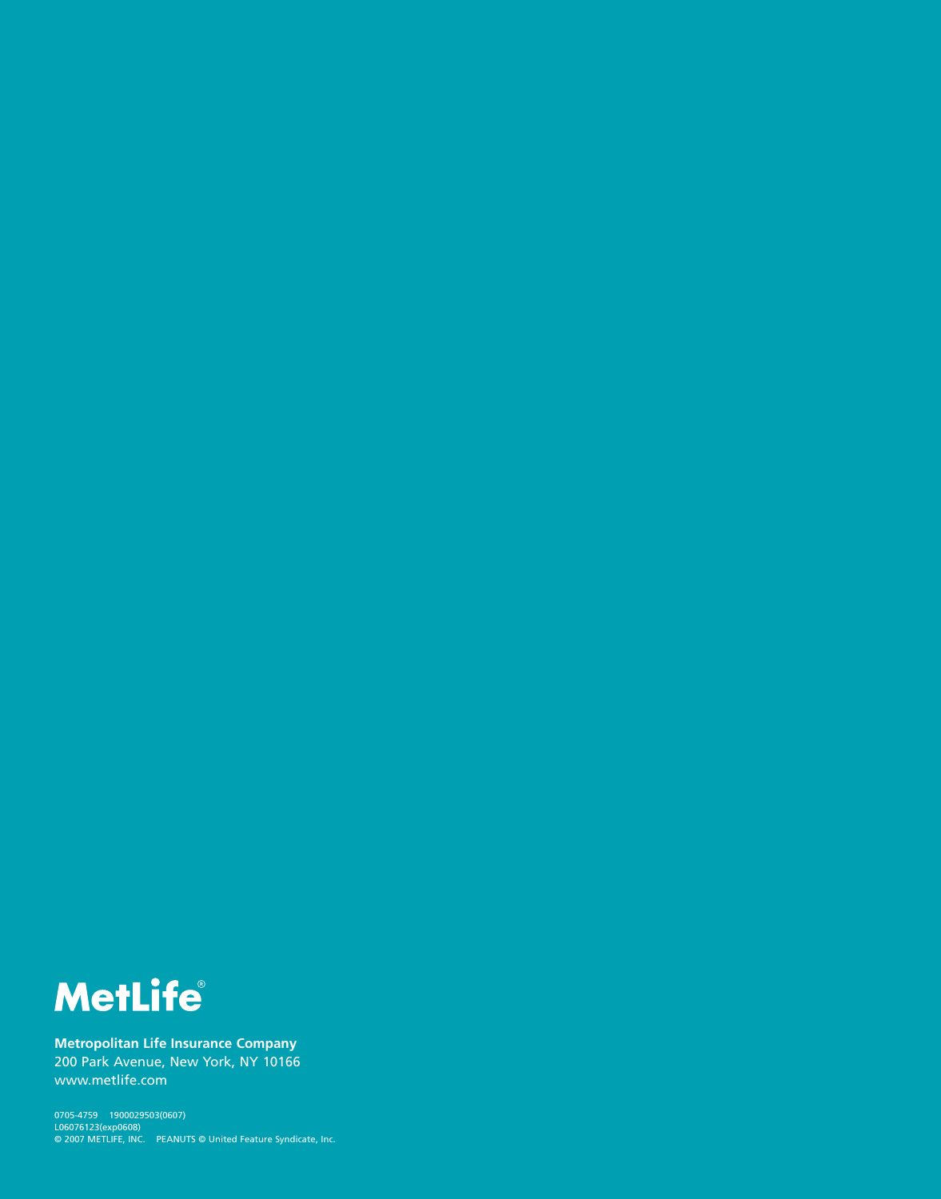MetLife®

**Metropolitan Life Insurance Company**
200 Park Avenue, New York, NY 10166
www.metlife.com

0705-4759 1900029503(0607)
L06076123(exp0608)
© 2007 METLIFE, INC. PEANUTS © United Feature Syndicate, Inc.